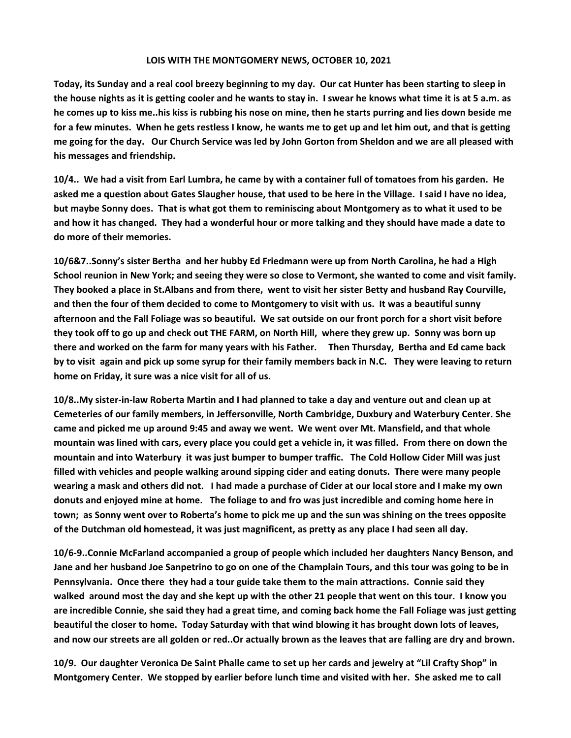# LOIS WITH THE MONTGOMERY NEWS, OCTOBER 10, 2021

**Today, its Sunday and a real cool breezy beginning to my day. Our cat Hunter has been starting to sleep in the house nights as it is getting cooler and he wants to stay in. I swear he knows what time it is at 5 a.m. as he comes up to kiss me..his kiss is rubbing his nose on mine, then he starts purring and lies down beside me for a few minutes. When he gets restless I know, he wants me to get up and let him out, and that is getting me going for the day. Our Church Service was led by John Gorton from Sheldon and we are all pleased with his messages and friendship.**

**10/4.. We had a visit from Earl Lumbra, he came by with a container full of tomatoes from his garden. He asked me a question about Gates Slaughter house, that used to be here in the Village. I said I have no idea, but maybe Sonny does. That is what got them to reminiscing about Montgomery as to what it used to be and how it has changed. They had a wonderful hour or more talking and they should have made a date to do more of their memories.**

**10/6&7..Sonny's sister Bertha and her hubby Ed Friedmann were up from North Carolina, he had a High School reunion in New York; and seeing they were so close to Vermont, she wanted to come and visit family. They booked a place in St.Albans and from there, went to visit her sister Betty and husband Ray Courville, and then the four of them decided to come to Montgomery to visit with us. It was a beautiful sunny afternoon and the Fall Foliage was so beautiful. We sat outside on our front porch for a short visit before they took off to go up and check out THE FARM, on North Hill, where they grew up. Sonny was born up there and worked on the farm for many years with his Father. Then Thursday, Bertha and Ed came back by to visit again and pick up some syrup for their family members back in N.C. They were leaving to return home on Friday, it sure was a nice visit for all of us.**

**10/8..My sister-in-law Roberta Martin and I had planned to take a day and venture out and clean up at Cemeteries of our family members, in Jeffersonville, North Cambridge, Duxbury and Waterbury Center. She came and picked me up around 9:45 and away we went. We went over Mt. Mansfield, and that whole mountain was lined with cars, every place you could get a vehicle in, it was filled. From there on down the mountain and into Waterbury it was just bumper to bumper traffic. The Cold Hollow Cider Mill was just filled with vehicles and people walking around sipping cider and eating donuts. There were many people wearing a mask and others did not. I had made a purchase of Cider at our local store and I make my own donuts and enjoyed mine at home. The foliage to and fro was just incredible and coming home here in town; as Sonny went over to Roberta's home to pick me up and the sun was shining on the trees opposite of the Dutchman old homestead, it was just magnificent, as pretty as any place I had seen all day.**

**10/6-9..Connie McFarland accompanied a group of people which included her daughters Nancy Benson, and Jane and her husband Joe Sanpetrino to go on one of the Champlain Tours, and this tour was going to be in Pennsylvania. Once there they had a tour guide take them to the main attractions. Connie said they walked around most the day and she kept up with the other 21 people that went on this tour. I know you are incredible Connie, she said they had a great time, and coming back home the Fall Foliage was just getting beautiful the closer to home. Today Saturday with that wind blowing it has brought down lots of leaves, and now our streets are all golden or red..Or actually brown as the leaves that are falling are dry and brown.**

**10/9. Our daughter Veronica De Saint Phalle came to set up her cards and jewelry at "Lil Crafty Shop" in Montgomery Center. We stopped by earlier before lunch time and visited with her. She asked me to call**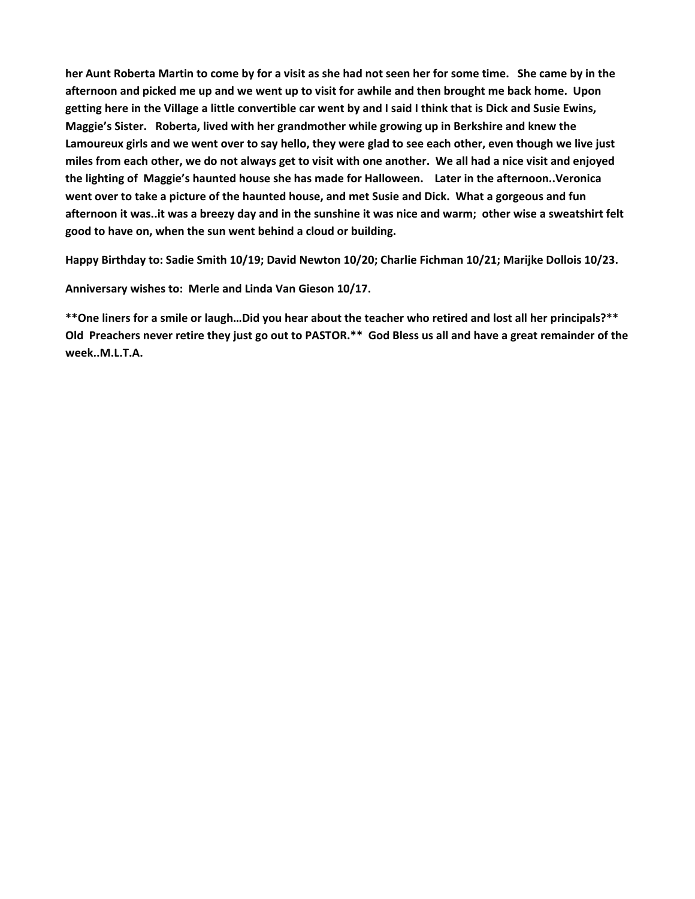**her Aunt Roberta Martin to come by for a visit as she had not seen her for some time. She came by in the afternoon and picked me up and we went up to visit for awhile and then brought me back home. Upon getting here in the Village a little convertible car went by and I said I think that is Dick and Susie Ewins, Maggie's Sister. Roberta, lived with her grandmother while growing up in Berkshire and knew the Lamoureux girls and we went over to say hello, they were glad to see each other, even though we live just miles from each other, we do not always get to visit with one another. We all had a nice visit and enjoyed the lighting of Maggie's haunted house she has made for Halloween. Later in the afternoon..Veronica went over to take a picture of the haunted house, and met Susie and Dick. What a gorgeous and fun afternoon it was..it was a breezy day and in the sunshine it was nice and warm; other wise a sweatshirt felt good to have on, when the sun went behind a cloud or building.**

**Happy Birthday to: Sadie Smith 10/19; David Newton 10/20; Charlie Fichman 10/21; Marijke Dollois 10/23.**

**Anniversary wishes to: Merle and Linda Van Gieson 10/17.**

**\*\*One liners for a smile or laugh…Did you hear about the teacher who retired and lost all her principals?\*\* Old Preachers never retire they just go out to PASTOR.\*\* God Bless us all and have a great remainder of the week..M.L.T.A.**